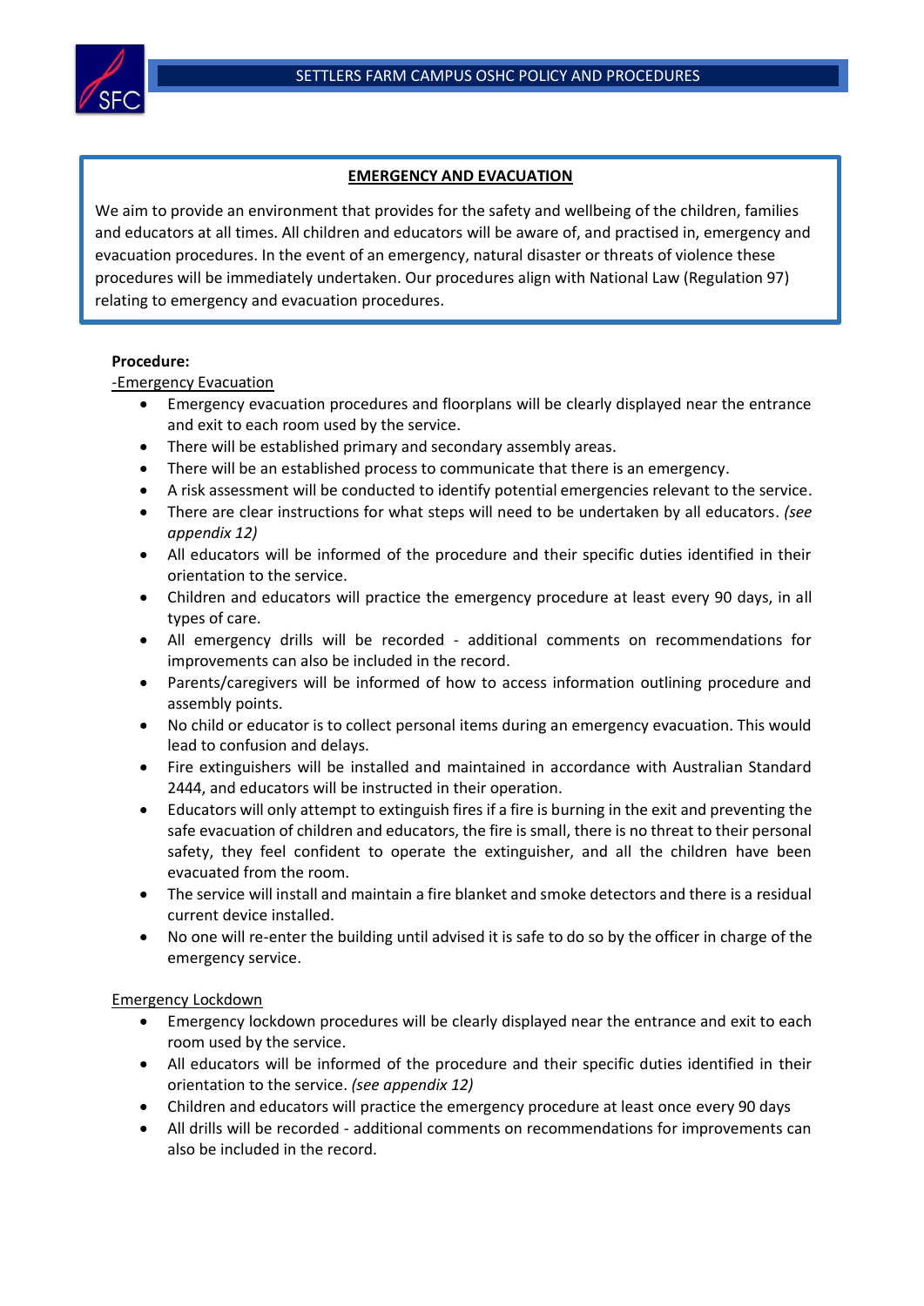## EMERGENCY AND EVACUATION

We aim to provide an environment that provides for the safety and wellbeing of the children, families and educators at all times. All children and educators will be aware of, and practised in, emergency and evacuation procedures. In the event of an emergency, natural disaster or threats of violence these procedures will be immediately undertaken. Our procedures align with National Law (Regulation 97) relating to emergency and evacuation procedures.

**Procedure:**

-Emergency Evacuation

- Emergency evacuation procedures and floorplans will be clearly displayed near the entrance and exit to each room used by the service.
- There will be established primary and secondary assembly areas.
- There will be an established process to communicate that there is an emergency.
- A risk assessment will be conducted to identify potential emergencies relevant to the service.
- There are clear instructions for what steps will need to be undertaken by all educators. *(see appendix 12)*
- All educators will be informed of the procedure and their specific duties identified in their orientation to the service.
- Children and educators will practice the emergency procedure at least every 90 days, in all types of care.
- All emergency drills will be recorded - additional comments on recommendations for improvements can also be included in the record.
- Parents/caregivers will be informed of how to access information outlining procedure and assembly points.
- No child or educator is to collect personal items during an emergency evacuation. This would lead to confusion and delays.
- Fire extinguishers will be installed and maintained in accordance with Australian Standard 2444, and educators will be instructed in their operation.
- Educators will only attempt to extinguish fires if a fire is burning in the exit and preventing the safe evacuation of children and educators, the fire is small, there is no threat to their personal safety, they feel confident to operate the extinguisher, and all the children have been evacuated from the room.
- The service will install and maintain a fire blanket and smoke detectors and there is a residual current device installed.
- No one will re-enter the building until advised it is safe to do so by the officer in charge of the emergency service.

Emergency Lockdown

- Emergency lockdown procedures will be clearly displayed near the entrance and exit to each room used by the service.
- All educators will be informed of the procedure and their specific duties identified in their orientation to the service. *(see appendix 12)*
- Children and educators will practice the emergency procedure at least once every 90 days
- All drills will be recorded - additional comments on recommendations for improvements can also be included in the record.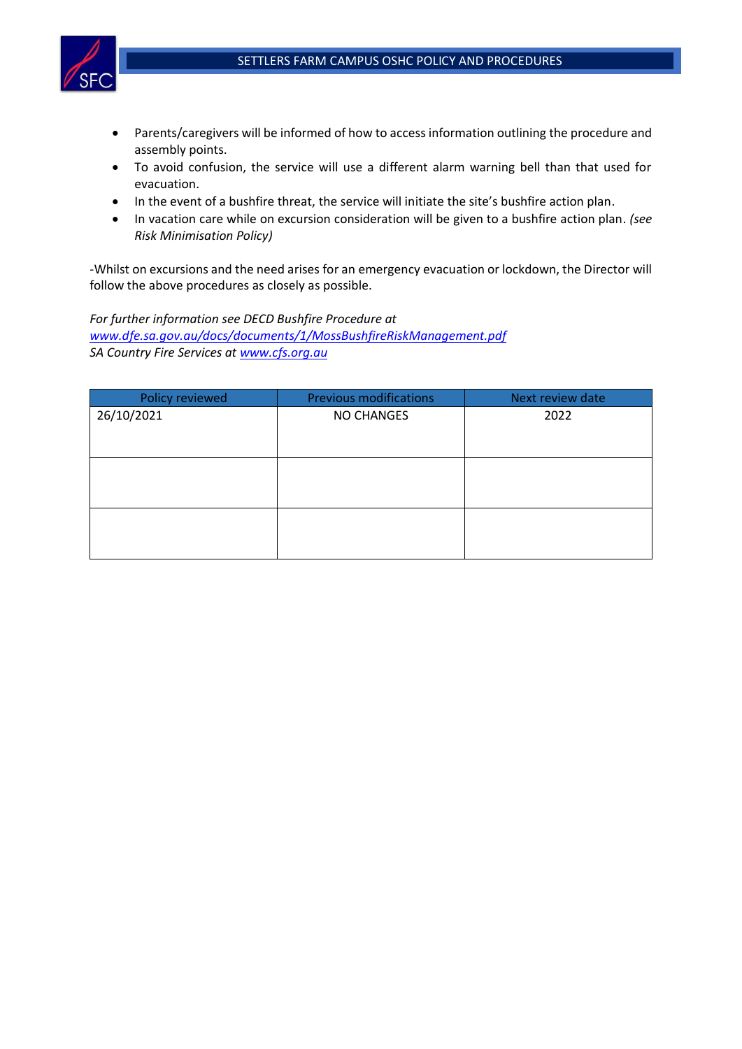- Parents/caregivers will be informed of how to access information outlining the procedure and assembly points.
- To avoid confusion, the service will use a different alarm warning bell than that used for evacuation.
- In the event of a bushfire threat, the service will initiate the site's bushfire action plan.
- In vacation care while on excursion consideration will be given to a bushfire action plan. *(see Risk Minimisation Policy)*

-Whilst on excursions and the need arises for an emergency evacuation or lockdown, the Director will follow the above procedures as closely as possible.

*For further information see DECD Bushfire Procedure at*
*www.dfe.sa.gov.au/docs/documents/1/MossBushfireRiskManagement.pdf*
*SA Country Fire Services at* www.cfs.org.au

| Policy reviewed | Previous modifications | Next review date |
|---|---|---|
| 26/10/2021 | NO CHANGES | 2022 |
| | | |
| | | |